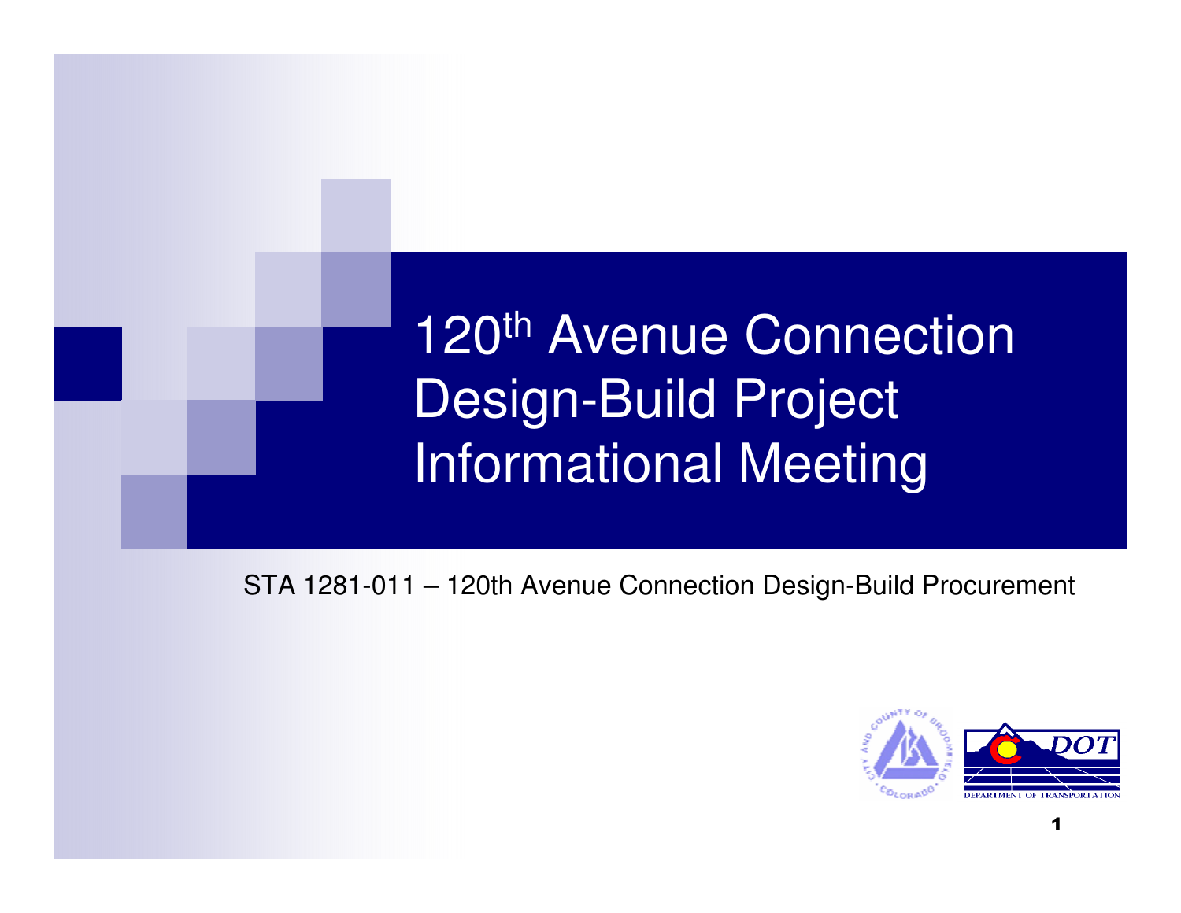# 120th Avenue Connection Design-Build Project Informational Meeting

STA 1281-011 – 120th Avenue Connection Design-Build Procurement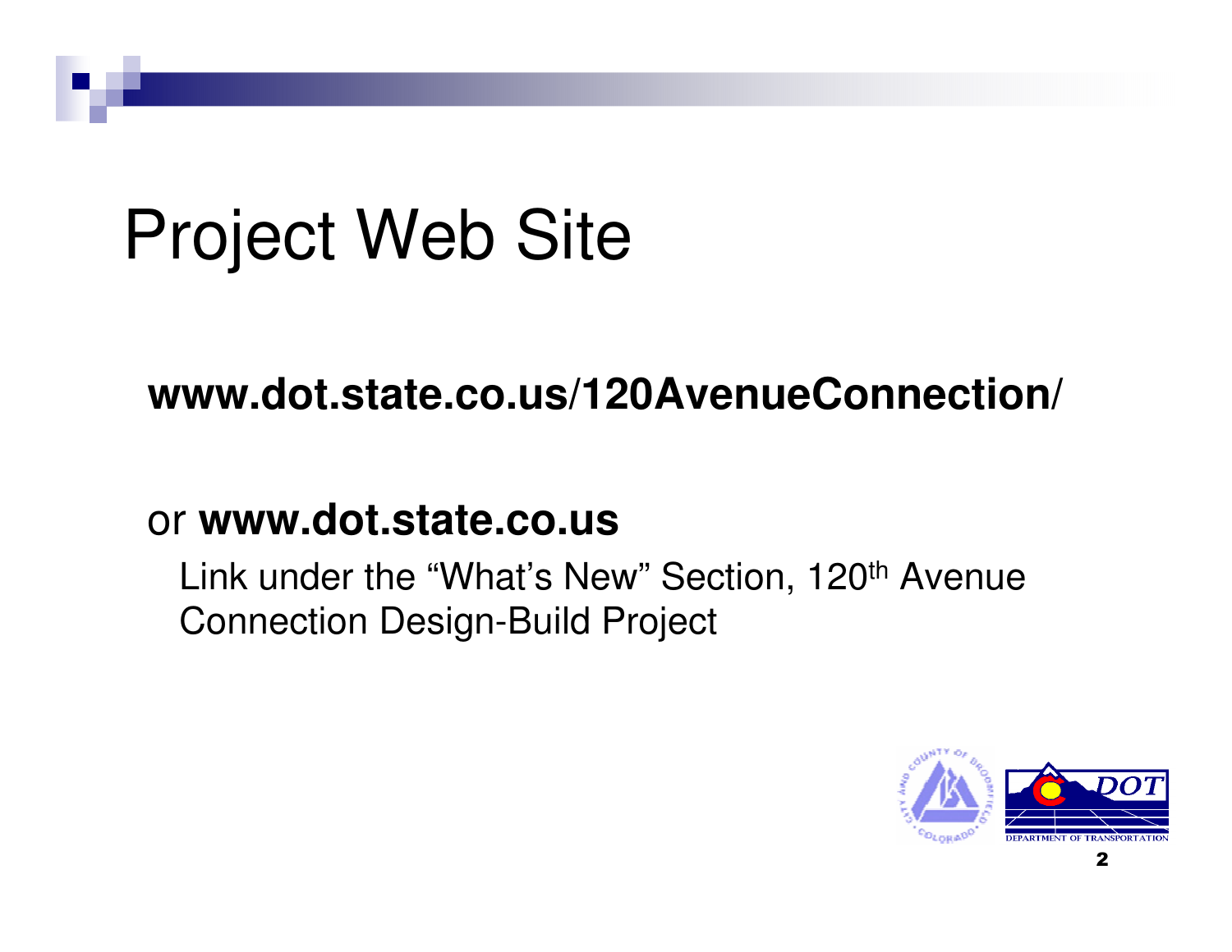# Project Web Site

**www.dot.state.co.us/120AvenueConnection/**

or **www.dot.state.co.us**

Link under the "What's New" Section, 120th Avenue Connection Design-Build Project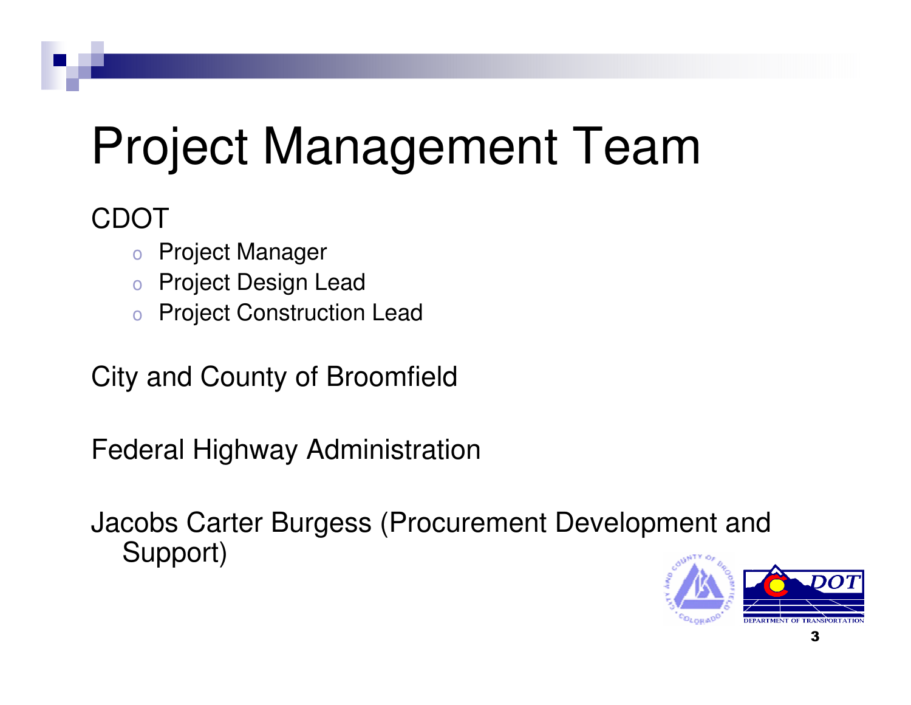# Project Management Team

CDOT

- Project Manager
- Project Design Lead
- Project Construction Lead

City and County of Broomfield

Federal Highway Administration

Jacobs Carter Burgess (Procurement Development and Support)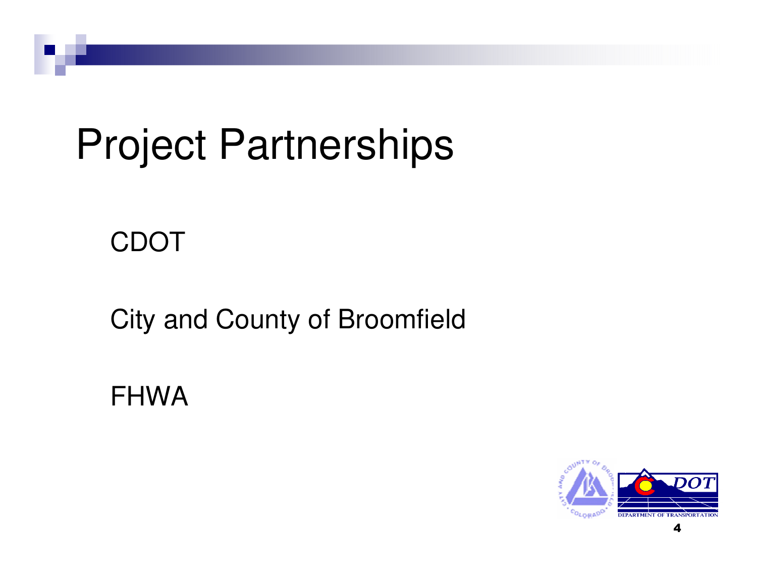# Project Partnerships

CDOT

City and County of Broomfield

FHWA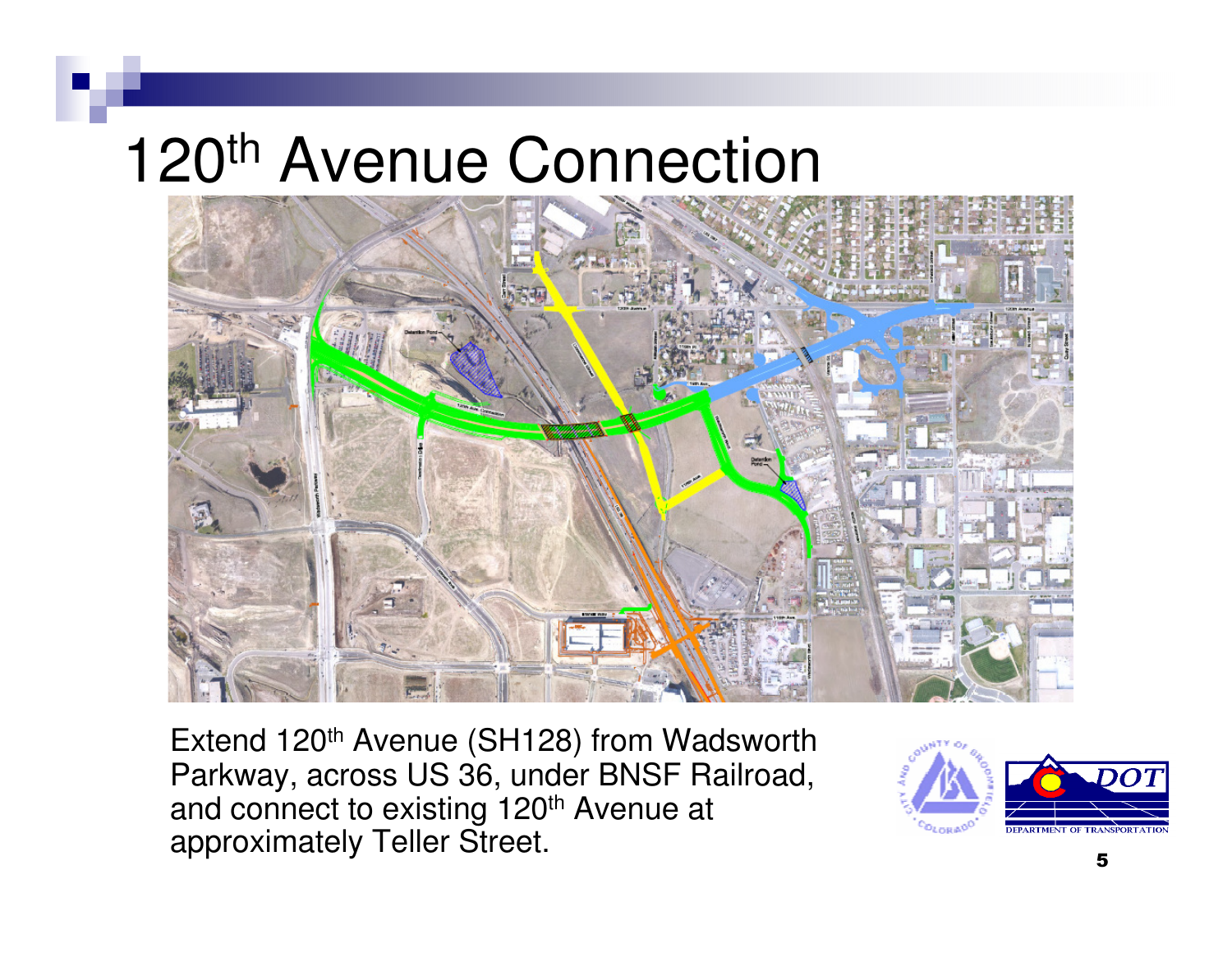# 120th Avenue Connection

Extend 120th Avenue (SH128) from Wadsworth Parkway, across US 36, under BNSF Railroad, and connect to existing 120th Avenue at approximately Teller Street.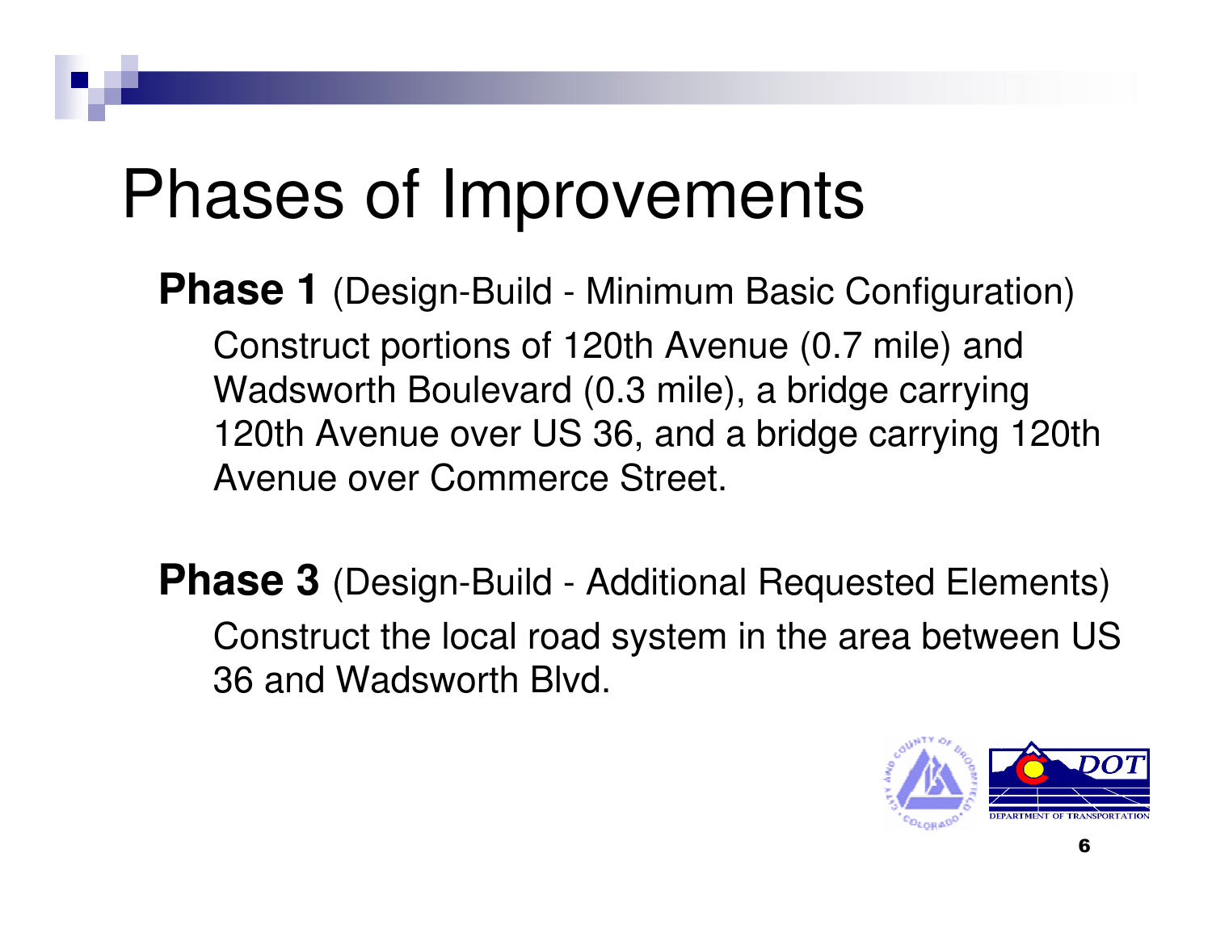# Phases of Improvements

**Phase 1** (Design-Build - Minimum Basic Configuration)

Construct portions of 120th Avenue (0.7 mile) and Wadsworth Boulevard (0.3 mile), a bridge carrying 120th Avenue over US 36, and a bridge carrying 120th Avenue over Commerce Street.

**Phase 3** (Design-Build - Additional Requested Elements)

Construct the local road system in the area between US 36 and Wadsworth Blvd.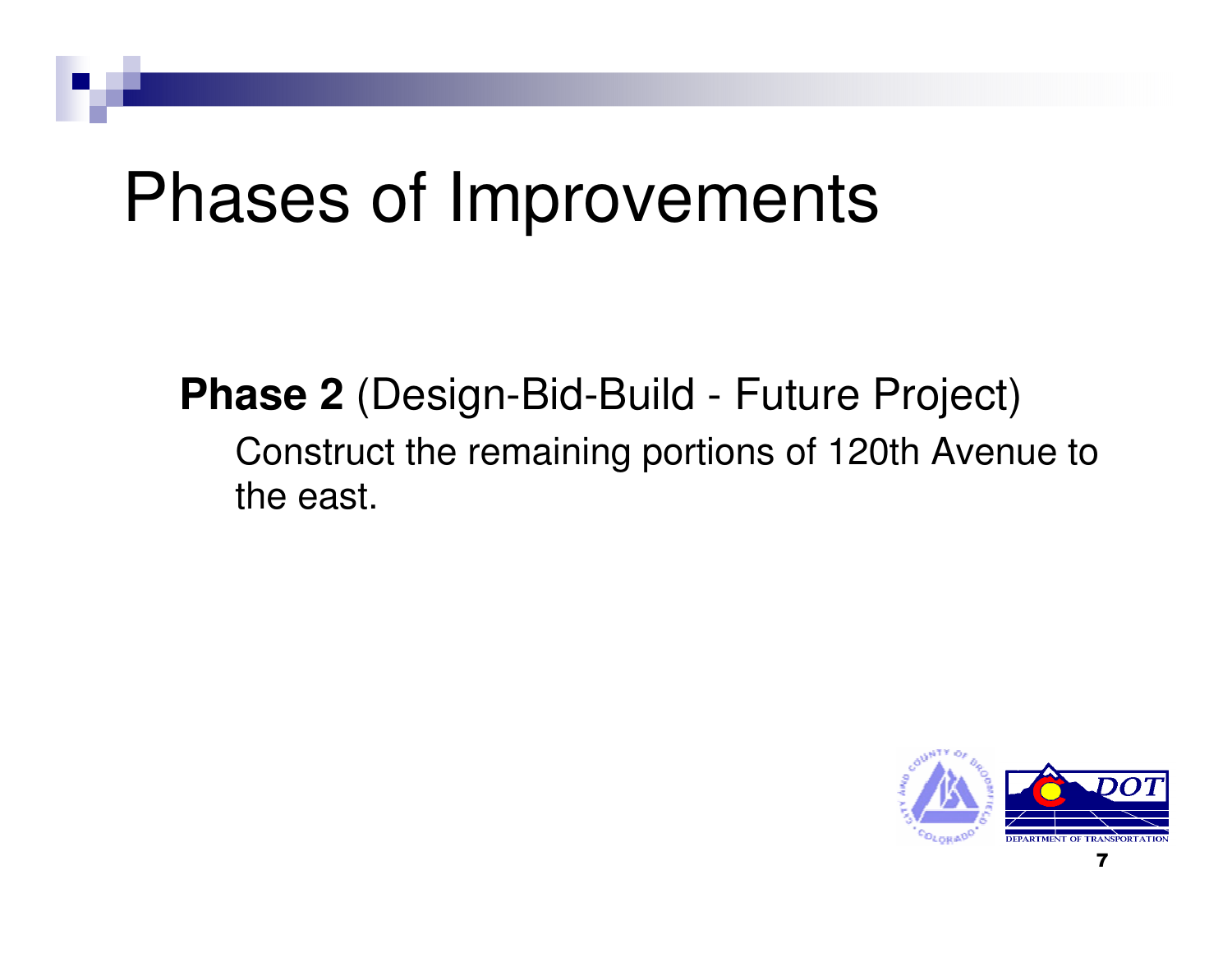# Phases of Improvements

**Phase 2** (Design-Bid-Build - Future Project)

Construct the remaining portions of 120th Avenue to the east.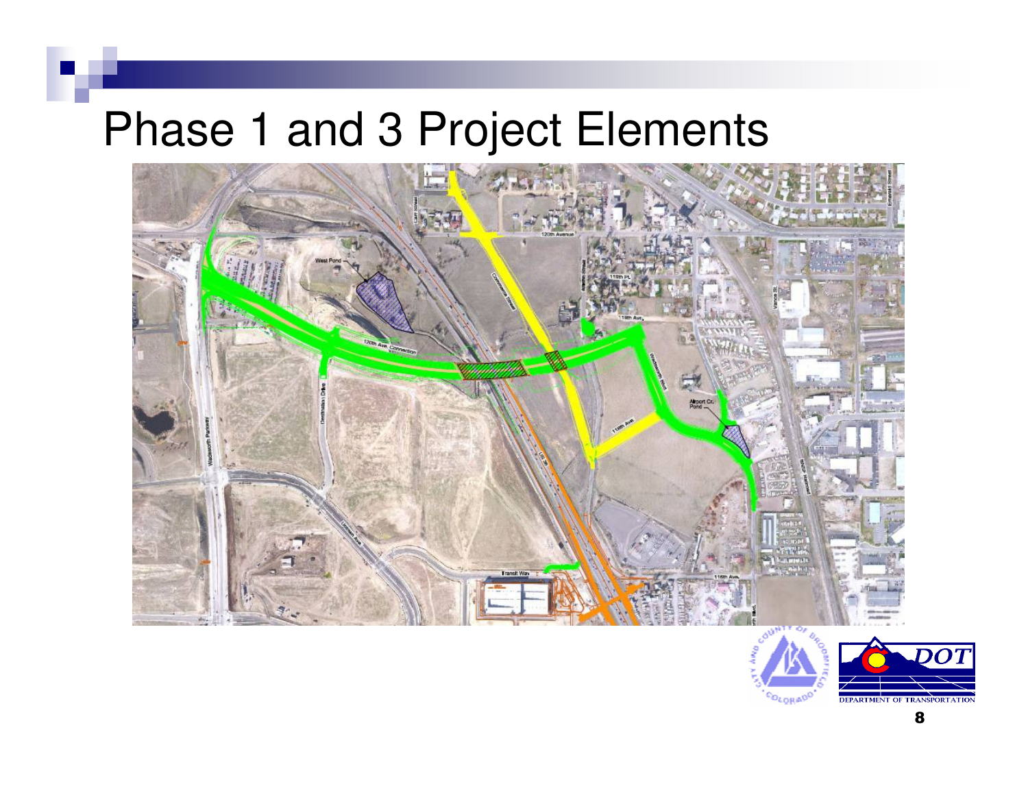# Phase 1 and 3 Project Elements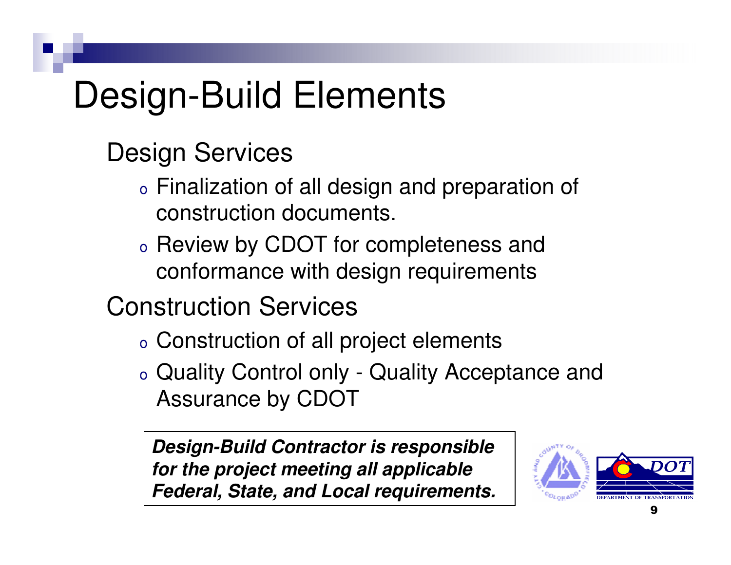# Design-Build Elements

## Design Services

- Finalization of all design and preparation of construction documents.
- Review by CDOT for completeness and conformance with design requirements

## Construction Services

- Construction of all project elements
- Quality Control only - Quality Acceptance and Assurance by CDOT

***Design-Build Contractor is responsible for the project meeting all applicable Federal, State, and Local requirements.***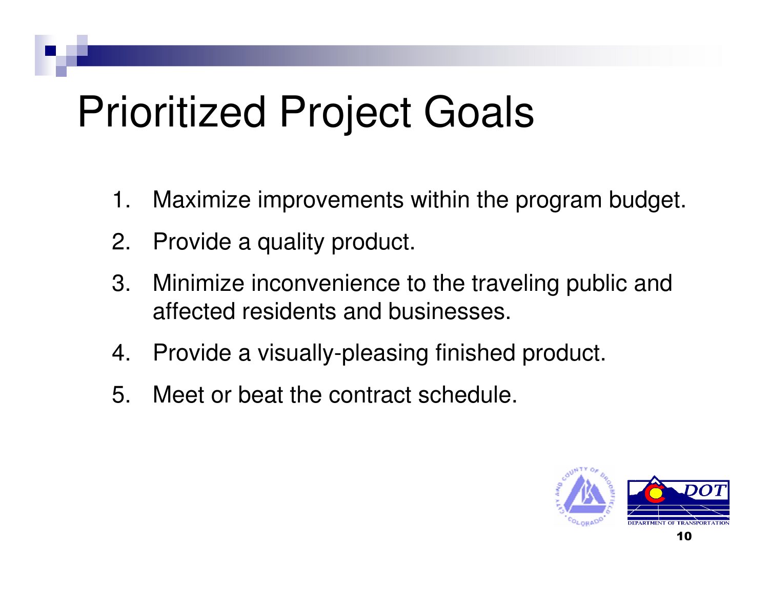# Prioritized Project Goals

1. Maximize improvements within the program budget.
2. Provide a quality product.
3. Minimize inconvenience to the traveling public and affected residents and businesses.
4. Provide a visually-pleasing finished product.
5. Meet or beat the contract schedule.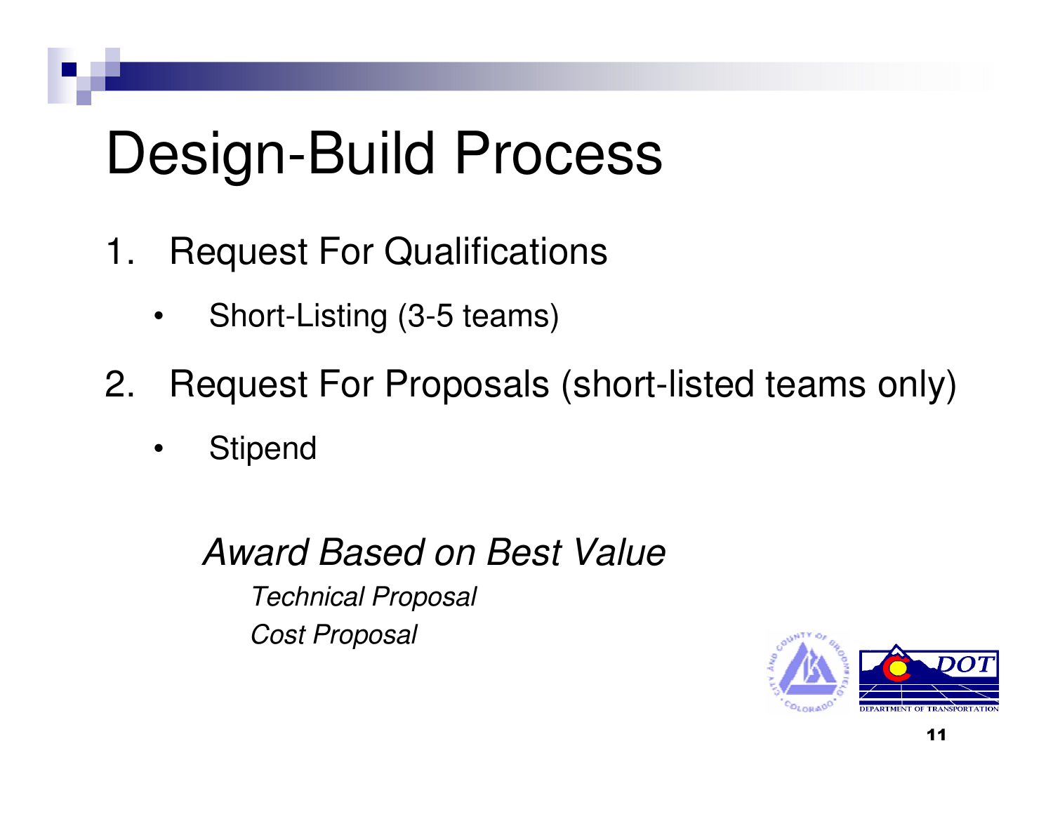# Design-Build Process

1. Request For Qualifications
   - Short-Listing (3-5 teams)
2. Request For Proposals (short-listed teams only)
   - Stipend

*Award Based on Best Value*

*Technical Proposal*

*Cost Proposal*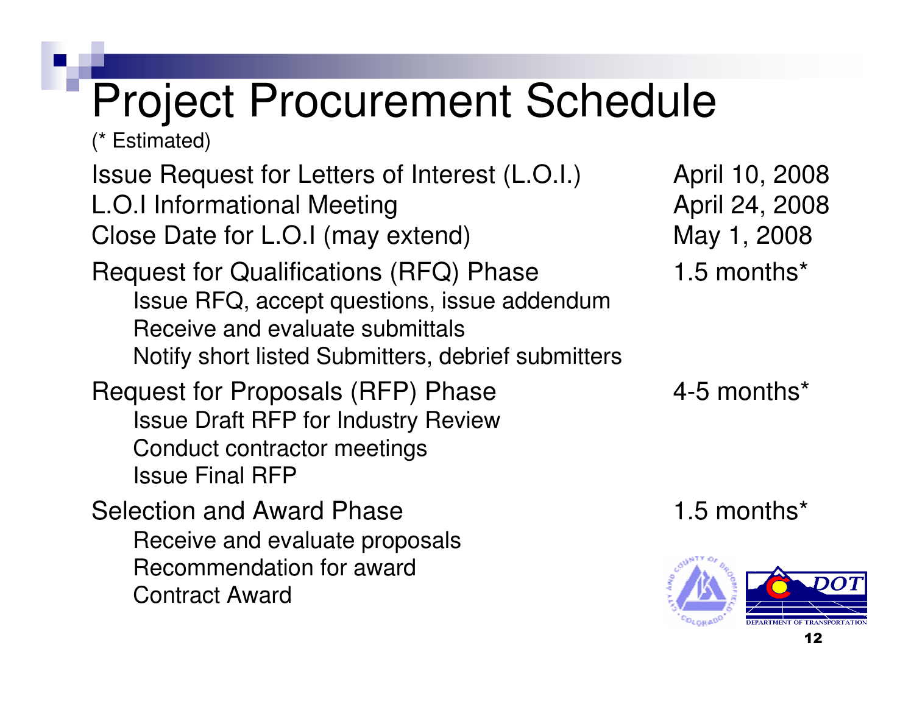# Project Procurement Schedule

(* Estimated)

| | |
|---|---|
| Issue Request for Letters of Interest (L.O.I.) | April 10, 2008 |
| L.O.I Informational Meeting | April 24, 2008 |
| Close Date for L.O.I (may extend) | May 1, 2008 |
| **Request for Qualifications (RFQ) Phase** | 1.5 months* |
| Issue RFQ, accept questions, issue addendum | |
| Receive and evaluate submittals | |
| Notify short listed Submitters, debrief submitters | |
| **Request for Proposals (RFP) Phase** | 4-5 months* |
| Issue Draft RFP for Industry Review | |
| Conduct contractor meetings | |
| Issue Final RFP | |
| **Selection and Award Phase** | 1.5 months* |
| Receive and evaluate proposals | |
| Recommendation for award | |
| Contract Award | |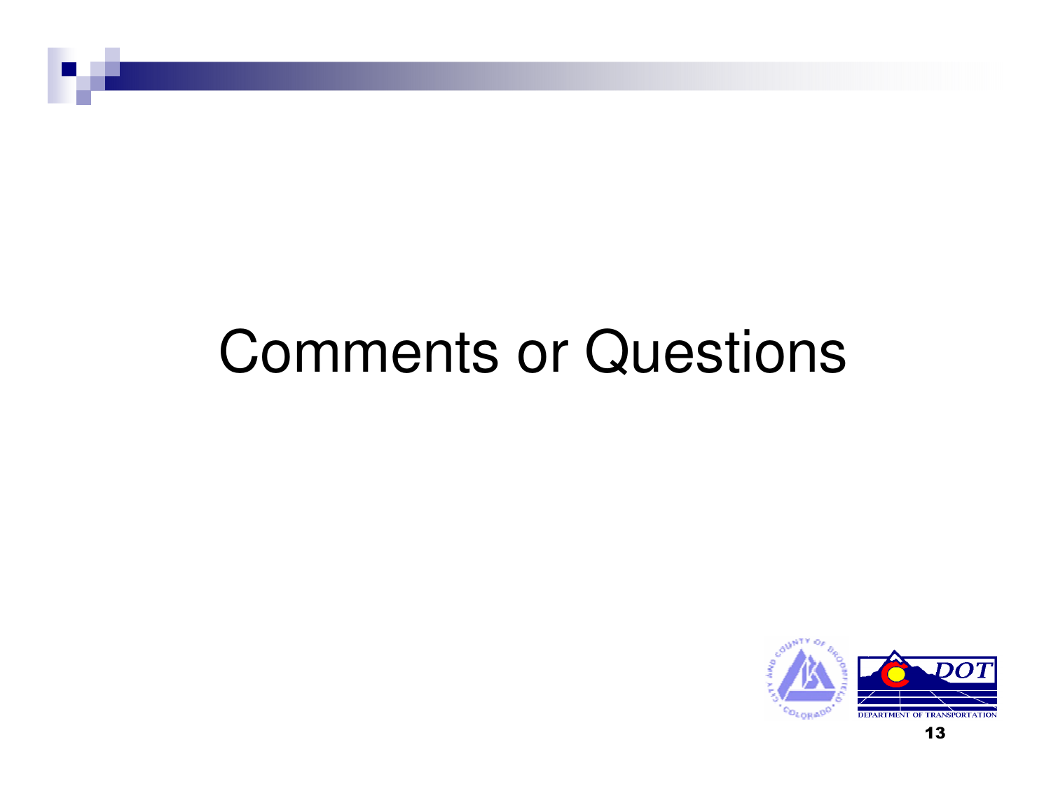# Comments or Questions